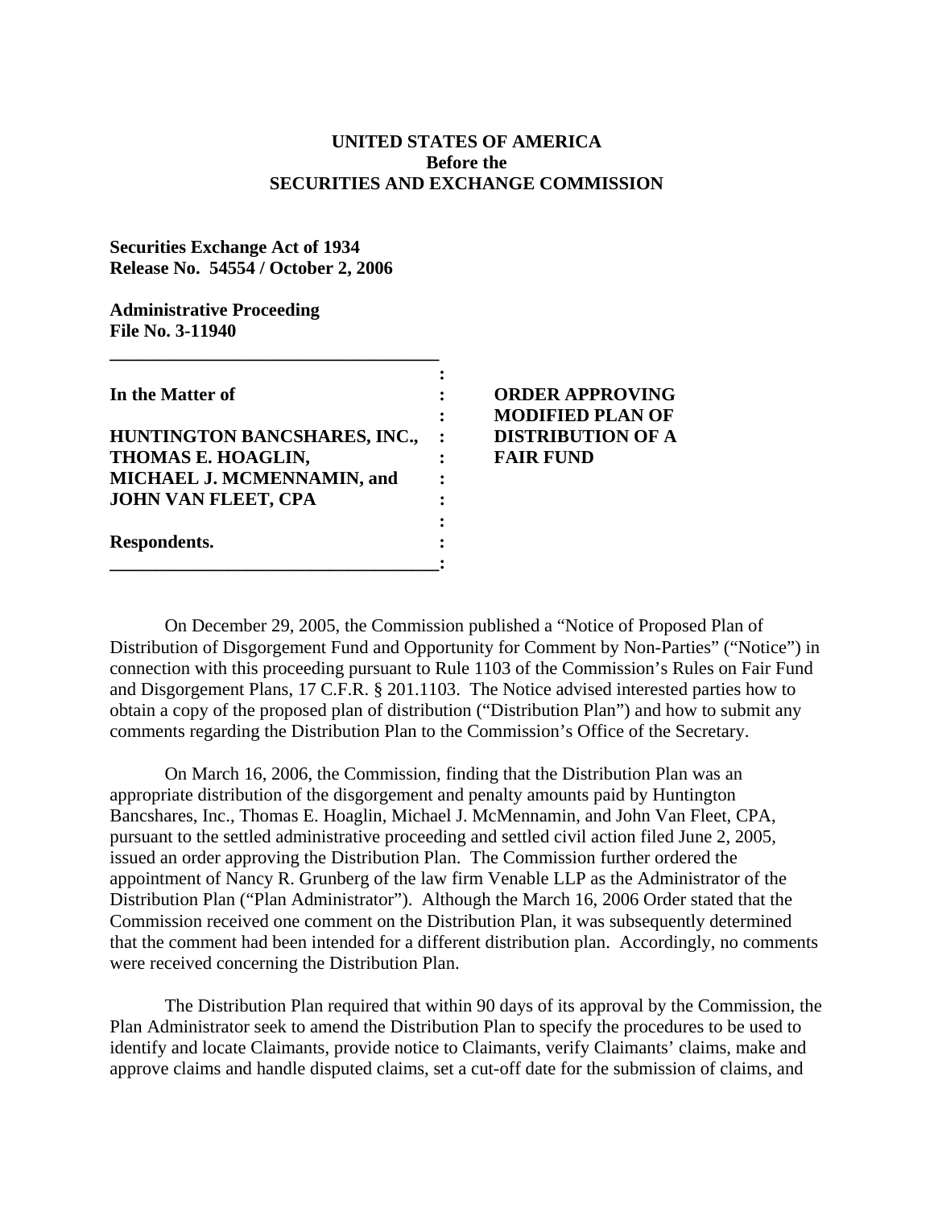**UNITED STATES OF AMERICA**
**Before the**
**SECURITIES AND EXCHANGE COMMISSION**

**Securities Exchange Act of 1934**
**Release No. 54554 / October 2, 2006**

**Administrative Proceeding**
**File No. 3-11940**

| | |
|---|---|
| **In the Matter of**<br><br>**HUNTINGTON BANCSHARES, INC., THOMAS E. HOAGLIN, MICHAEL J. MCMENNAMIN, and JOHN VAN FLEET, CPA**<br><br>**Respondents.** | **ORDER APPROVING MODIFIED PLAN OF DISTRIBUTION OF A FAIR FUND** |

On December 29, 2005, the Commission published a "Notice of Proposed Plan of Distribution of Disgorgement Fund and Opportunity for Comment by Non-Parties" ("Notice") in connection with this proceeding pursuant to Rule 1103 of the Commission's Rules on Fair Fund and Disgorgement Plans, 17 C.F.R. § 201.1103. The Notice advised interested parties how to obtain a copy of the proposed plan of distribution ("Distribution Plan") and how to submit any comments regarding the Distribution Plan to the Commission's Office of the Secretary.

On March 16, 2006, the Commission, finding that the Distribution Plan was an appropriate distribution of the disgorgement and penalty amounts paid by Huntington Bancshares, Inc., Thomas E. Hoaglin, Michael J. McMennamin, and John Van Fleet, CPA, pursuant to the settled administrative proceeding and settled civil action filed June 2, 2005, issued an order approving the Distribution Plan. The Commission further ordered the appointment of Nancy R. Grunberg of the law firm Venable LLP as the Administrator of the Distribution Plan ("Plan Administrator"). Although the March 16, 2006 Order stated that the Commission received one comment on the Distribution Plan, it was subsequently determined that the comment had been intended for a different distribution plan. Accordingly, no comments were received concerning the Distribution Plan.

The Distribution Plan required that within 90 days of its approval by the Commission, the Plan Administrator seek to amend the Distribution Plan to specify the procedures to be used to identify and locate Claimants, provide notice to Claimants, verify Claimants' claims, make and approve claims and handle disputed claims, set a cut-off date for the submission of claims, and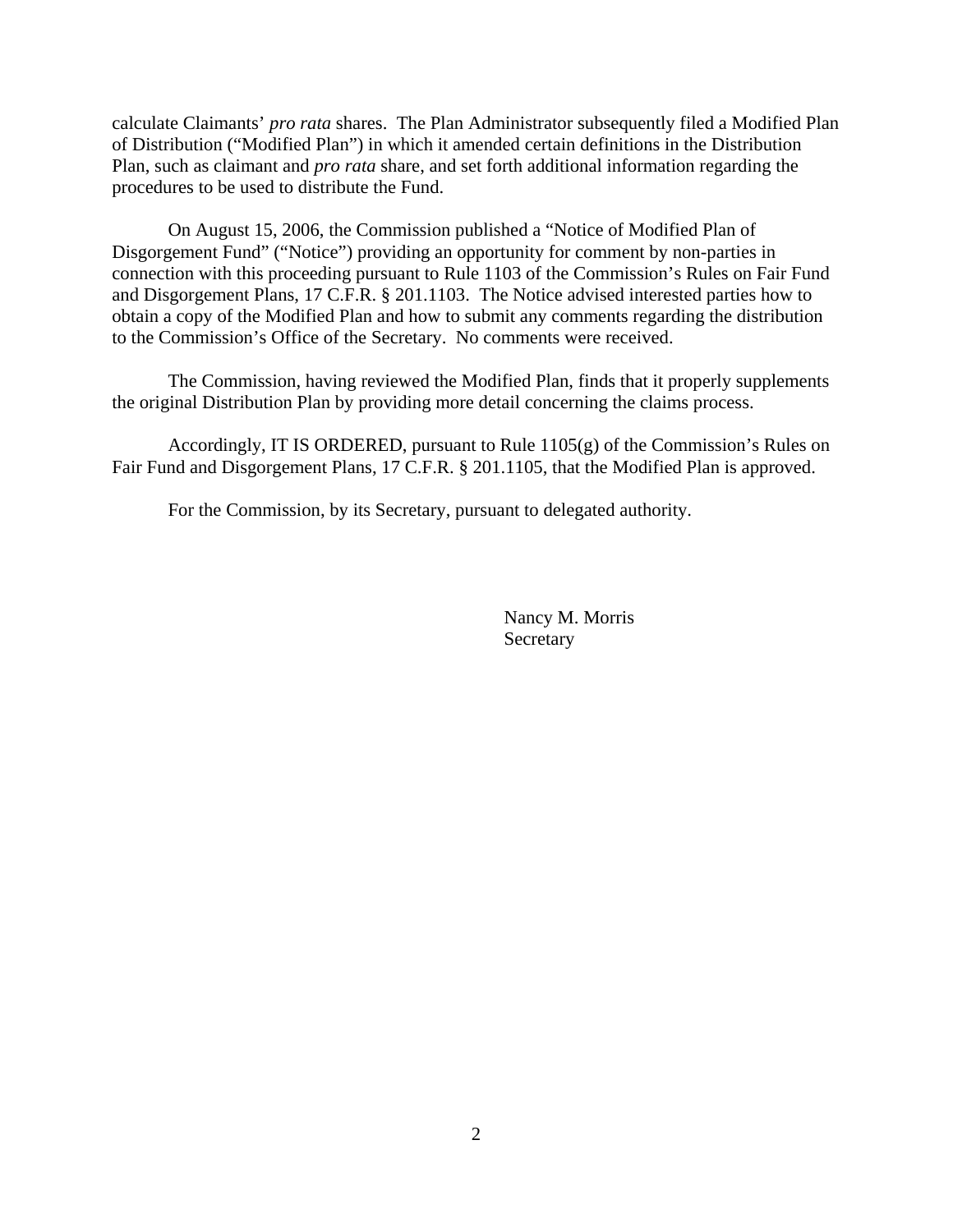calculate Claimants' *pro rata* shares. The Plan Administrator subsequently filed a Modified Plan of Distribution ("Modified Plan") in which it amended certain definitions in the Distribution Plan, such as claimant and *pro rata* share, and set forth additional information regarding the procedures to be used to distribute the Fund.

On August 15, 2006, the Commission published a "Notice of Modified Plan of Disgorgement Fund" ("Notice") providing an opportunity for comment by non-parties in connection with this proceeding pursuant to Rule 1103 of the Commission's Rules on Fair Fund and Disgorgement Plans, 17 C.F.R. § 201.1103. The Notice advised interested parties how to obtain a copy of the Modified Plan and how to submit any comments regarding the distribution to the Commission's Office of the Secretary. No comments were received.

The Commission, having reviewed the Modified Plan, finds that it properly supplements the original Distribution Plan by providing more detail concerning the claims process.

Accordingly, IT IS ORDERED, pursuant to Rule 1105(g) of the Commission's Rules on Fair Fund and Disgorgement Plans, 17 C.F.R. § 201.1105, that the Modified Plan is approved.

For the Commission, by its Secretary, pursuant to delegated authority.

Nancy M. Morris
Secretary